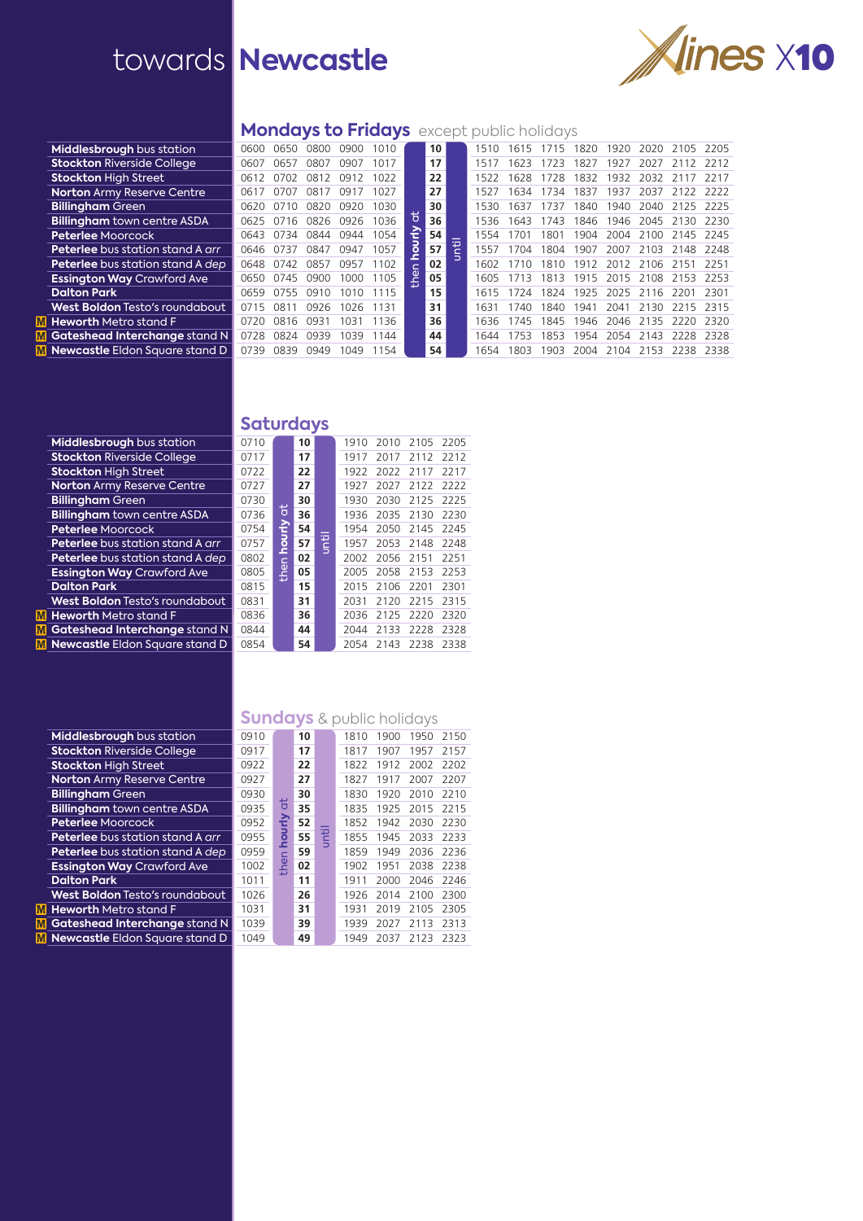# towards **Newcastle**

Xlines X10

## Mondays to Fridays except public holidays

| Stop | | | | | | then hourly at | until | | | | | | | | |
|---|---|---|---|---|---|---|---|---|---|---|---|---|---|---|---|
| Middlesbrough bus station | 0600 | 0650 | 0800 | 0900 | 1010 | 10 | | 1510 | 1615 | 1715 | 1820 | 1920 | 2020 | 2105 | 2205 |
| Stockton Riverside College | 0607 | 0657 | 0807 | 0907 | 1017 | 17 | | 1517 | 1623 | 1723 | 1827 | 1927 | 2027 | 2112 | 2212 |
| Stockton High Street | 0612 | 0702 | 0812 | 0912 | 1022 | 22 | | 1522 | 1628 | 1728 | 1832 | 1932 | 2032 | 2117 | 2217 |
| Norton Army Reserve Centre | 0617 | 0707 | 0817 | 0917 | 1027 | 27 | | 1527 | 1634 | 1734 | 1837 | 1937 | 2037 | 2122 | 2222 |
| Billingham Green | 0620 | 0710 | 0820 | 0920 | 1030 | 30 | | 1530 | 1637 | 1737 | 1840 | 1940 | 2040 | 2125 | 2225 |
| Billingham town centre ASDA | 0625 | 0716 | 0826 | 0926 | 1036 | 36 | | 1536 | 1643 | 1743 | 1846 | 1946 | 2045 | 2130 | 2230 |
| Peterlee Moorcock | 0643 | 0734 | 0844 | 0944 | 1054 | 54 | | 1554 | 1701 | 1801 | 1904 | 2004 | 2100 | 2145 | 2245 |
| Peterlee bus station stand A arr | 0646 | 0737 | 0847 | 0947 | 1057 | 57 | | 1557 | 1704 | 1804 | 1907 | 2007 | 2103 | 2148 | 2248 |
| Peterlee bus station stand A dep | 0648 | 0742 | 0857 | 0957 | 1102 | 02 | | 1602 | 1710 | 1810 | 1912 | 2012 | 2106 | 2151 | 2251 |
| Essington Way Crawford Ave | 0650 | 0745 | 0900 | 1000 | 1105 | 05 | | 1605 | 1713 | 1813 | 1915 | 2015 | 2108 | 2153 | 2253 |
| Dalton Park | 0659 | 0755 | 0910 | 1010 | 1115 | 15 | | 1615 | 1724 | 1824 | 1925 | 2025 | 2116 | 2201 | 2301 |
| West Boldon Testo's roundabout | 0715 | 0811 | 0926 | 1026 | 1131 | 31 | | 1631 | 1740 | 1840 | 1941 | 2041 | 2130 | 2215 | 2315 |
| M Heworth Metro stand F | 0720 | 0816 | 0931 | 1031 | 1136 | 36 | | 1636 | 1745 | 1845 | 1946 | 2046 | 2135 | 2220 | 2320 |
| M Gateshead Interchange stand N | 0728 | 0824 | 0939 | 1039 | 1144 | 44 | | 1644 | 1753 | 1853 | 1954 | 2054 | 2143 | 2228 | 2328 |
| M Newcastle Eldon Square stand D | 0739 | 0839 | 0949 | 1049 | 1154 | 54 | | 1654 | 1803 | 1903 | 2004 | 2104 | 2153 | 2238 | 2338 |

## Saturdays

| Stop | | then hourly at | until | | | | |
|---|---|---|---|---|---|---|---|
| Middlesbrough bus station | 0710 | 10 | | 1910 | 2010 | 2105 | 2205 |
| Stockton Riverside College | 0717 | 17 | | 1917 | 2017 | 2112 | 2212 |
| Stockton High Street | 0722 | 22 | | 1922 | 2022 | 2117 | 2217 |
| Norton Army Reserve Centre | 0727 | 27 | | 1927 | 2027 | 2122 | 2222 |
| Billingham Green | 0730 | 30 | | 1930 | 2030 | 2125 | 2225 |
| Billingham town centre ASDA | 0736 | 36 | | 1936 | 2035 | 2130 | 2230 |
| Peterlee Moorcock | 0754 | 54 | | 1954 | 2050 | 2145 | 2245 |
| Peterlee bus station stand A arr | 0757 | 57 | | 1957 | 2053 | 2148 | 2248 |
| Peterlee bus station stand A dep | 0802 | 02 | | 2002 | 2056 | 2151 | 2251 |
| Essington Way Crawford Ave | 0805 | 05 | | 2005 | 2058 | 2153 | 2253 |
| Dalton Park | 0815 | 15 | | 2015 | 2106 | 2201 | 2301 |
| West Boldon Testo's roundabout | 0831 | 31 | | 2031 | 2120 | 2215 | 2315 |
| M Heworth Metro stand F | 0836 | 36 | | 2036 | 2125 | 2220 | 2320 |
| M Gateshead Interchange stand N | 0844 | 44 | | 2044 | 2133 | 2228 | 2328 |
| M Newcastle Eldon Square stand D | 0854 | 54 | | 2054 | 2143 | 2238 | 2338 |

## Sundays & public holidays

| Stop | | then hourly at | until | | | | |
|---|---|---|---|---|---|---|---|
| Middlesbrough bus station | 0910 | 10 | | 1810 | 1900 | 1950 | 2150 |
| Stockton Riverside College | 0917 | 17 | | 1817 | 1907 | 1957 | 2157 |
| Stockton High Street | 0922 | 22 | | 1822 | 1912 | 2002 | 2202 |
| Norton Army Reserve Centre | 0927 | 27 | | 1827 | 1917 | 2007 | 2207 |
| Billingham Green | 0930 | 30 | | 1830 | 1920 | 2010 | 2210 |
| Billingham town centre ASDA | 0935 | 35 | | 1835 | 1925 | 2015 | 2215 |
| Peterlee Moorcock | 0952 | 52 | | 1852 | 1942 | 2030 | 2230 |
| Peterlee bus station stand A arr | 0955 | 55 | | 1855 | 1945 | 2033 | 2233 |
| Peterlee bus station stand A dep | 0959 | 59 | | 1859 | 1949 | 2036 | 2236 |
| Essington Way Crawford Ave | 1002 | 02 | | 1902 | 1951 | 2038 | 2238 |
| Dalton Park | 1011 | 11 | | 1911 | 2000 | 2046 | 2246 |
| West Boldon Testo's roundabout | 1026 | 26 | | 1926 | 2014 | 2100 | 2300 |
| M Heworth Metro stand F | 1031 | 31 | | 1931 | 2019 | 2105 | 2305 |
| M Gateshead Interchange stand N | 1039 | 39 | | 1939 | 2027 | 2113 | 2313 |
| M Newcastle Eldon Square stand D | 1049 | 49 | | 1949 | 2037 | 2123 | 2323 |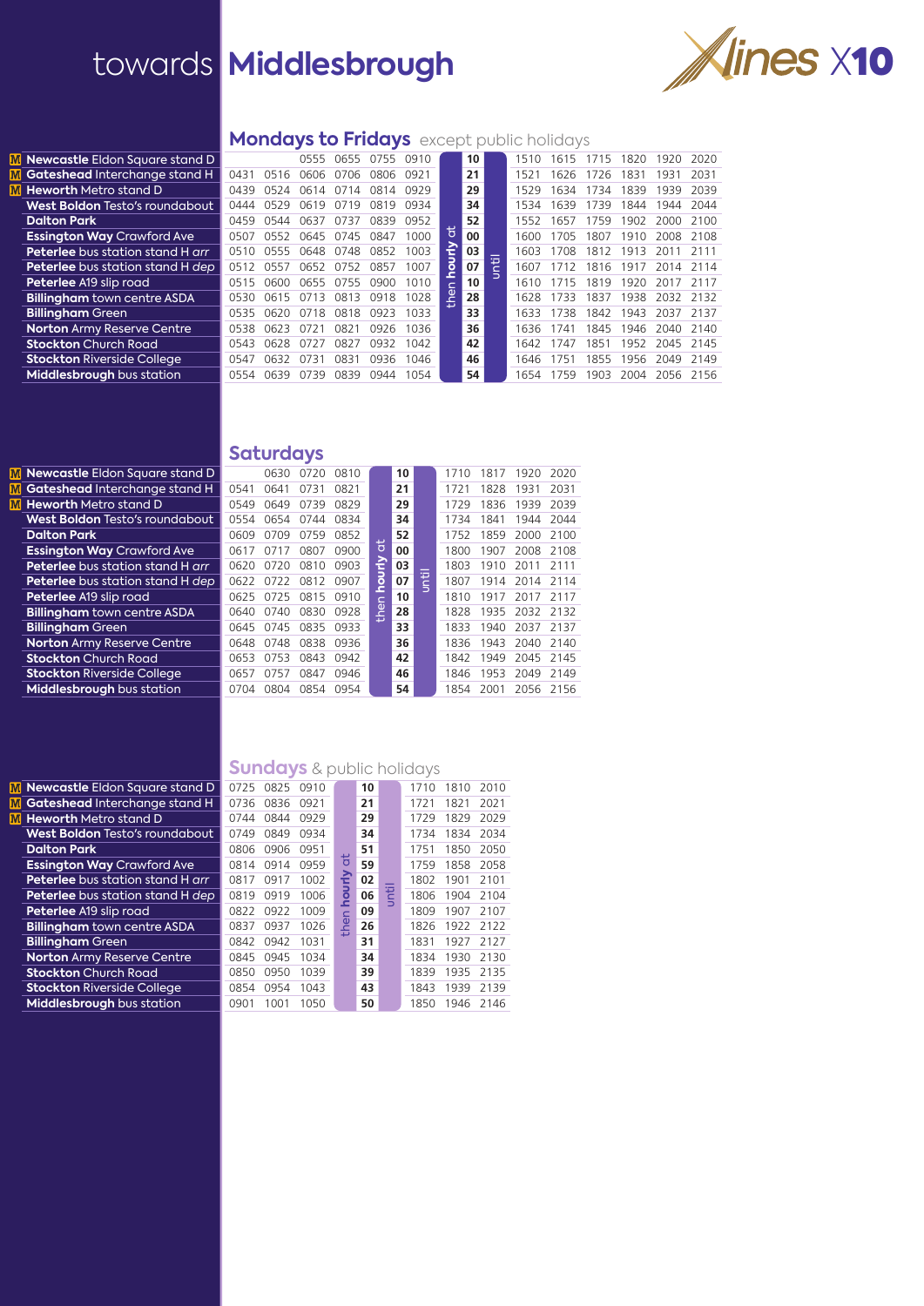# towards **Middlesbrough**

Xlines X10

## Mondays to Fridays except public holidays

| Stop | | | | | | | | | | | | | | | |
|---|---|---|---|---|---|---|---|---|---|---|---|---|---|---|---|
| M Newcastle Eldon Square stand D | | | 0555 | 0655 | 0755 | 0910 | then hourly at | 10 | until | 1510 | 1615 | 1715 | 1820 | 1920 | 2020 |
| M Gateshead Interchange stand H | 0431 | 0516 | 0606 | 0706 | 0806 | 0921 | | 21 | | 1521 | 1626 | 1726 | 1831 | 1931 | 2031 |
| M Heworth Metro stand D | 0439 | 0524 | 0614 | 0714 | 0814 | 0929 | | 29 | | 1529 | 1634 | 1734 | 1839 | 1939 | 2039 |
| West Boldon Testo's roundabout | 0444 | 0529 | 0619 | 0719 | 0819 | 0934 | | 34 | | 1534 | 1639 | 1739 | 1844 | 1944 | 2044 |
| Dalton Park | 0459 | 0544 | 0637 | 0737 | 0839 | 0952 | | 52 | | 1552 | 1657 | 1759 | 1902 | 2000 | 2100 |
| Essington Way Crawford Ave | 0507 | 0552 | 0645 | 0745 | 0847 | 1000 | | 00 | | 1600 | 1705 | 1807 | 1910 | 2008 | 2108 |
| Peterlee bus station stand H *arr* | 0510 | 0555 | 0648 | 0748 | 0852 | 1003 | | 03 | | 1603 | 1708 | 1812 | 1913 | 2011 | 2111 |
| Peterlee bus station stand H *dep* | 0512 | 0557 | 0652 | 0752 | 0857 | 1007 | | 07 | | 1607 | 1712 | 1816 | 1917 | 2014 | 2114 |
| Peterlee A19 slip road | 0515 | 0600 | 0655 | 0755 | 0900 | 1010 | | 10 | | 1610 | 1715 | 1819 | 1920 | 2017 | 2117 |
| Billingham town centre ASDA | 0530 | 0615 | 0713 | 0813 | 0918 | 1028 | | 28 | | 1628 | 1733 | 1837 | 1938 | 2032 | 2132 |
| Billingham Green | 0535 | 0620 | 0718 | 0818 | 0923 | 1033 | | 33 | | 1633 | 1738 | 1842 | 1943 | 2037 | 2137 |
| Norton Army Reserve Centre | 0538 | 0623 | 0721 | 0821 | 0926 | 1036 | | 36 | | 1636 | 1741 | 1845 | 1946 | 2040 | 2140 |
| Stockton Church Road | 0543 | 0628 | 0727 | 0827 | 0932 | 1042 | | 42 | | 1642 | 1747 | 1851 | 1952 | 2045 | 2145 |
| Stockton Riverside College | 0547 | 0632 | 0731 | 0831 | 0936 | 1046 | | 46 | | 1646 | 1751 | 1855 | 1956 | 2049 | 2149 |
| Middlesbrough bus station | 0554 | 0639 | 0739 | 0839 | 0944 | 1054 | | 54 | | 1654 | 1759 | 1903 | 2004 | 2056 | 2156 |

## Saturdays

| Stop | | | | | | | | | | | |
|---|---|---|---|---|---|---|---|---|---|---|---|
| M Newcastle Eldon Square stand D | | 0630 | 0720 | 0810 | then hourly at | 10 | until | 1710 | 1817 | 1920 | 2020 |
| M Gateshead Interchange stand H | 0541 | 0641 | 0731 | 0821 | | 21 | | 1721 | 1828 | 1931 | 2031 |
| M Heworth Metro stand D | 0549 | 0649 | 0739 | 0829 | | 29 | | 1729 | 1836 | 1939 | 2039 |
| West Boldon Testo's roundabout | 0554 | 0654 | 0744 | 0834 | | 34 | | 1734 | 1841 | 1944 | 2044 |
| Dalton Park | 0609 | 0709 | 0759 | 0852 | | 52 | | 1752 | 1859 | 2000 | 2100 |
| Essington Way Crawford Ave | 0617 | 0717 | 0807 | 0900 | | 00 | | 1800 | 1907 | 2008 | 2108 |
| Peterlee bus station stand H *arr* | 0620 | 0720 | 0810 | 0903 | | 03 | | 1803 | 1910 | 2011 | 2111 |
| Peterlee bus station stand H *dep* | 0622 | 0722 | 0812 | 0907 | | 07 | | 1807 | 1914 | 2014 | 2114 |
| Peterlee A19 slip road | 0625 | 0725 | 0815 | 0910 | | 10 | | 1810 | 1917 | 2017 | 2117 |
| Billingham town centre ASDA | 0640 | 0740 | 0830 | 0928 | | 28 | | 1828 | 1935 | 2032 | 2132 |
| Billingham Green | 0645 | 0745 | 0835 | 0933 | | 33 | | 1833 | 1940 | 2037 | 2137 |
| Norton Army Reserve Centre | 0648 | 0748 | 0838 | 0936 | | 36 | | 1836 | 1943 | 2040 | 2140 |
| Stockton Church Road | 0653 | 0753 | 0843 | 0942 | | 42 | | 1842 | 1949 | 2045 | 2145 |
| Stockton Riverside College | 0657 | 0757 | 0847 | 0946 | | 46 | | 1846 | 1953 | 2049 | 2149 |
| Middlesbrough bus station | 0704 | 0804 | 0854 | 0954 | | 54 | | 1854 | 2001 | 2056 | 2156 |

## Sundays & public holidays

| Stop | | | | | | | | | |
|---|---|---|---|---|---|---|---|---|---|
| M Newcastle Eldon Square stand D | 0725 | 0825 | 0910 | then hourly at | 10 | until | 1710 | 1810 | 2010 |
| M Gateshead Interchange stand H | 0736 | 0836 | 0921 | | 21 | | 1721 | 1821 | 2021 |
| M Heworth Metro stand D | 0744 | 0844 | 0929 | | 29 | | 1729 | 1829 | 2029 |
| West Boldon Testo's roundabout | 0749 | 0849 | 0934 | | 34 | | 1734 | 1834 | 2034 |
| Dalton Park | 0806 | 0906 | 0951 | | 51 | | 1751 | 1850 | 2050 |
| Essington Way Crawford Ave | 0814 | 0914 | 0959 | | 59 | | 1759 | 1858 | 2058 |
| Peterlee bus station stand H *arr* | 0817 | 0917 | 1002 | | 02 | | 1802 | 1901 | 2101 |
| Peterlee bus station stand H *dep* | 0819 | 0919 | 1006 | | 06 | | 1806 | 1904 | 2104 |
| Peterlee A19 slip road | 0822 | 0922 | 1009 | | 09 | | 1809 | 1907 | 2107 |
| Billingham town centre ASDA | 0837 | 0937 | 1026 | | 26 | | 1826 | 1922 | 2122 |
| Billingham Green | 0842 | 0942 | 1031 | | 31 | | 1831 | 1927 | 2127 |
| Norton Army Reserve Centre | 0845 | 0945 | 1034 | | 34 | | 1834 | 1930 | 2130 |
| Stockton Church Road | 0850 | 0950 | 1039 | | 39 | | 1839 | 1935 | 2135 |
| Stockton Riverside College | 0854 | 0954 | 1043 | | 43 | | 1843 | 1939 | 2139 |
| Middlesbrough bus station | 0901 | 1001 | 1050 | | 50 | | 1850 | 1946 | 2146 |